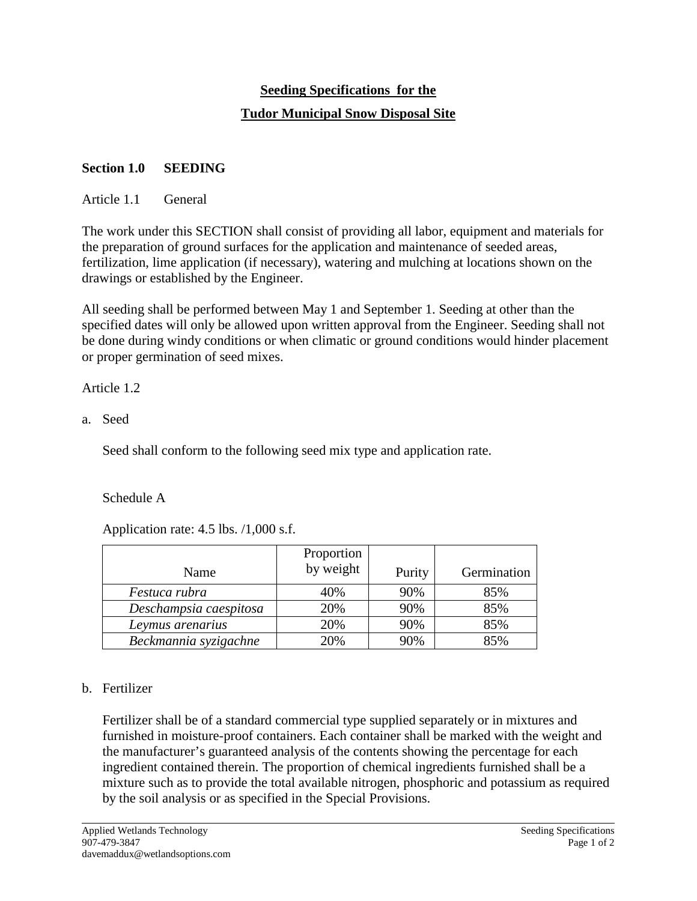# Seeding Specifications for the Tudor Municipal Snow Disposal Site

## Section 1.0 SEEDING

### Article 1.1 General

The work under this SECTION shall consist of providing all labor, equipment and materials for the preparation of ground surfaces for the application and maintenance of seeded areas, fertilization, lime application (if necessary), watering and mulching at locations shown on the drawings or established by the Engineer.

All seeding shall be performed between May 1 and September 1. Seeding at other than the specified dates will only be allowed upon written approval from the Engineer. Seeding shall not be done during windy conditions or when climatic or ground conditions would hinder placement or proper germination of seed mixes.

### Article 1.2

a. Seed

Seed shall conform to the following seed mix type and application rate.

Schedule A

Application rate: 4.5 lbs. /1,000 s.f.

| Name | Proportion by weight | Purity | Germination |
|---|---|---|---|
| *Festuca rubra* | 40% | 90% | 85% |
| *Deschampsia caespitosa* | 20% | 90% | 85% |
| *Leymus arenarius* | 20% | 90% | 85% |
| *Beckmannia syzigachne* | 20% | 90% | 85% |

b. Fertilizer

Fertilizer shall be of a standard commercial type supplied separately or in mixtures and furnished in moisture-proof containers. Each container shall be marked with the weight and the manufacturer's guaranteed analysis of the contents showing the percentage for each ingredient contained therein. The proportion of chemical ingredients furnished shall be a mixture such as to provide the total available nitrogen, phosphoric and potassium as required by the soil analysis or as specified in the Special Provisions.

Applied Wetlands Technology
907-479-3847
davemaddux@wetlandsoptions.com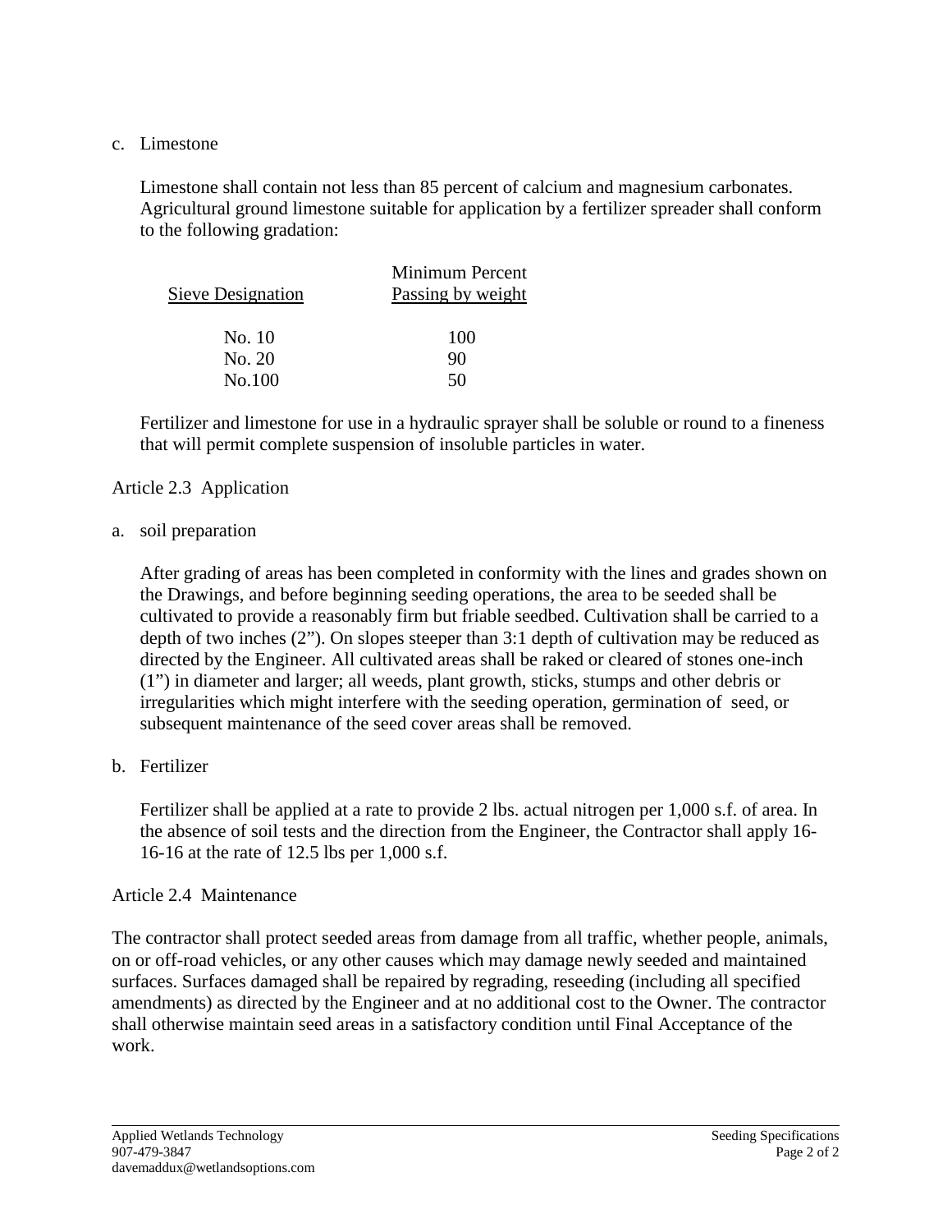c. Limestone

Limestone shall contain not less than 85 percent of calcium and magnesium carbonates. Agricultural ground limestone suitable for application by a fertilizer spreader shall conform to the following gradation:

| Sieve Designation | Minimum Percent Passing by weight |
|---|---|
| No. 10 | 100 |
| No. 20 | 90 |
| No.100 | 50 |

Fertilizer and limestone for use in a hydraulic sprayer shall be soluble or round to a fineness that will permit complete suspension of insoluble particles in water.

Article 2.3 Application

a. soil preparation

After grading of areas has been completed in conformity with the lines and grades shown on the Drawings, and before beginning seeding operations, the area to be seeded shall be cultivated to provide a reasonably firm but friable seedbed. Cultivation shall be carried to a depth of two inches (2”). On slopes steeper than 3:1 depth of cultivation may be reduced as directed by the Engineer. All cultivated areas shall be raked or cleared of stones one-inch (1”) in diameter and larger; all weeds, plant growth, sticks, stumps and other debris or irregularities which might interfere with the seeding operation, germination of seed, or subsequent maintenance of the seed cover areas shall be removed.

b. Fertilizer

Fertilizer shall be applied at a rate to provide 2 lbs. actual nitrogen per 1,000 s.f. of area. In the absence of soil tests and the direction from the Engineer, the Contractor shall apply 16-16-16 at the rate of 12.5 lbs per 1,000 s.f.

Article 2.4 Maintenance

The contractor shall protect seeded areas from damage from all traffic, whether people, animals, on or off-road vehicles, or any other causes which may damage newly seeded and maintained surfaces. Surfaces damaged shall be repaired by regrading, reseeding (including all specified amendments) as directed by the Engineer and at no additional cost to the Owner. The contractor shall otherwise maintain seed areas in a satisfactory condition until Final Acceptance of the work.